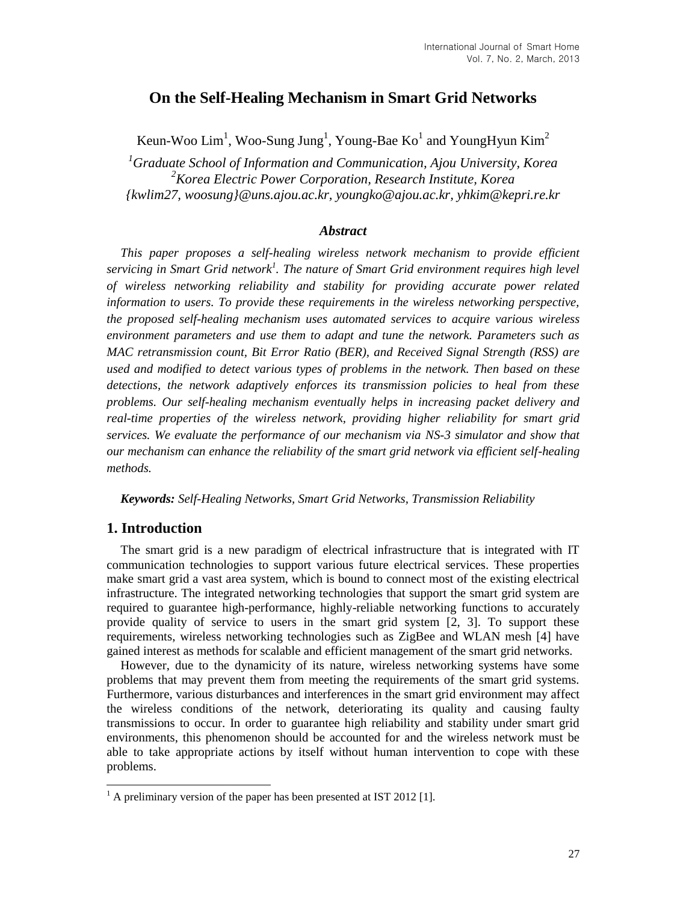# On the Self-Healing Mechanism in Smart Grid Networks

Keun-Woo Lim[1], Woo-Sung Jung[1], Young-Bae Ko[1] and YoungHyun Kim[2]

[1]*Graduate School of Information and Communication, Ajou University, Korea*
[2]*Korea Electric Power Corporation, Research Institute, Korea*
*{kwlim27, woosung}@uns.ajou.ac.kr, youngko@ajou.ac.kr, yhkim@kepri.re.kr*

### *Abstract*

*This paper proposes a self-healing wireless network mechanism to provide efficient servicing in Smart Grid network[1]. The nature of Smart Grid environment requires high level of wireless networking reliability and stability for providing accurate power related information to users. To provide these requirements in the wireless networking perspective, the proposed self-healing mechanism uses automated services to acquire various wireless environment parameters and use them to adapt and tune the network. Parameters such as MAC retransmission count, Bit Error Ratio (BER), and Received Signal Strength (RSS) are used and modified to detect various types of problems in the network. Then based on these detections, the network adaptively enforces its transmission policies to heal from these problems. Our self-healing mechanism eventually helps in increasing packet delivery and real-time properties of the wireless network, providing higher reliability for smart grid services. We evaluate the performance of our mechanism via NS-3 simulator and show that our mechanism can enhance the reliability of the smart grid network via efficient self-healing methods.*

***Keywords:*** *Self-Healing Networks, Smart Grid Networks, Transmission Reliability*

## 1. Introduction

The smart grid is a new paradigm of electrical infrastructure that is integrated with IT communication technologies to support various future electrical services. These properties make smart grid a vast area system, which is bound to connect most of the existing electrical infrastructure. The integrated networking technologies that support the smart grid system are required to guarantee high-performance, highly-reliable networking functions to accurately provide quality of service to users in the smart grid system [2, 3]. To support these requirements, wireless networking technologies such as ZigBee and WLAN mesh [4] have gained interest as methods for scalable and efficient management of the smart grid networks.

However, due to the dynamicity of its nature, wireless networking systems have some problems that may prevent them from meeting the requirements of the smart grid systems. Furthermore, various disturbances and interferences in the smart grid environment may affect the wireless conditions of the network, deteriorating its quality and causing faulty transmissions to occur. In order to guarantee high reliability and stability under smart grid environments, this phenomenon should be accounted for and the wireless network must be able to take appropriate actions by itself without human intervention to cope with these problems.

---

[1] A preliminary version of the paper has been presented at IST 2012 [1].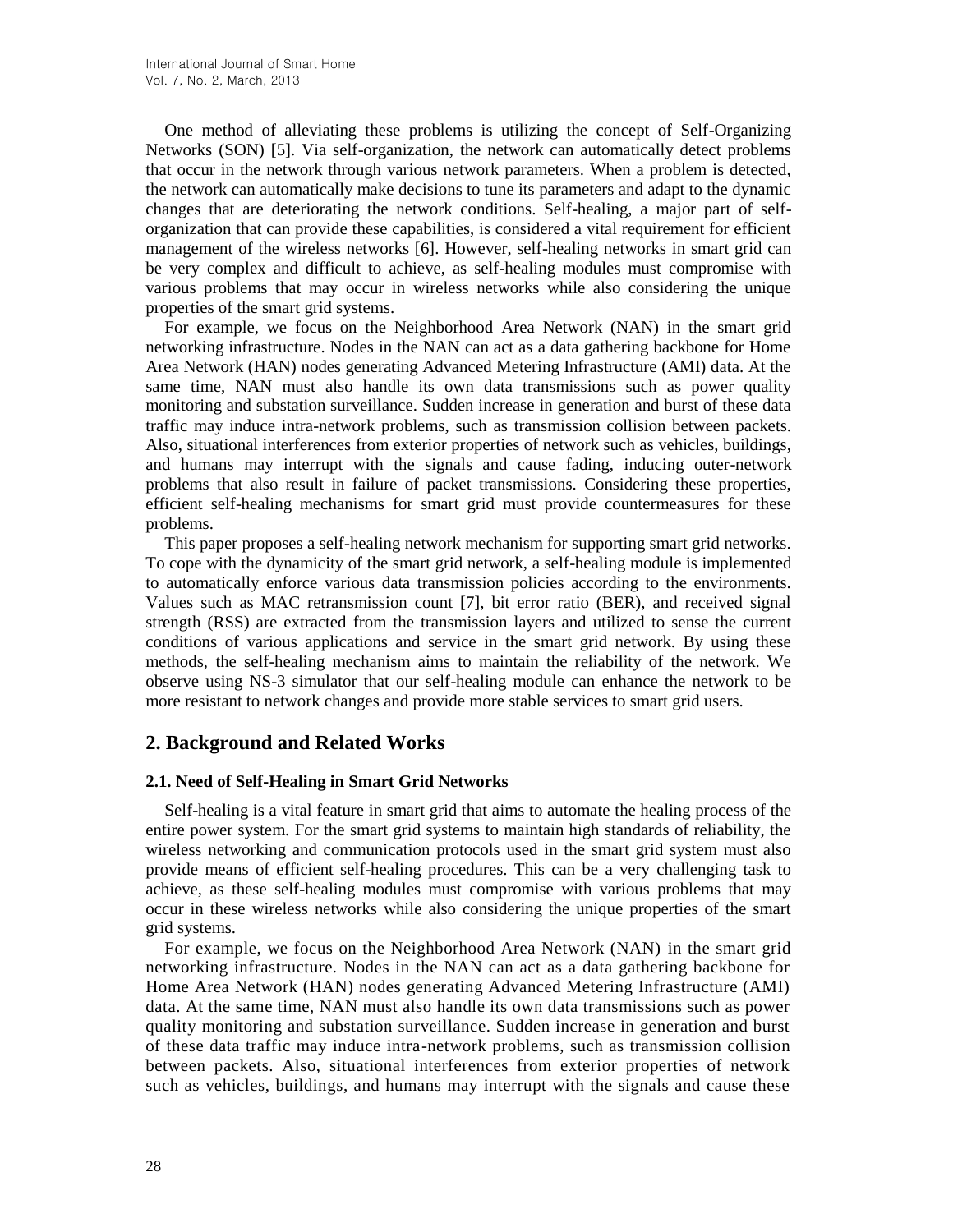One method of alleviating these problems is utilizing the concept of Self-Organizing Networks (SON) [5]. Via self-organization, the network can automatically detect problems that occur in the network through various network parameters. When a problem is detected, the network can automatically make decisions to tune its parameters and adapt to the dynamic changes that are deteriorating the network conditions. Self-healing, a major part of self-organization that can provide these capabilities, is considered a vital requirement for efficient management of the wireless networks [6]. However, self-healing networks in smart grid can be very complex and difficult to achieve, as self-healing modules must compromise with various problems that may occur in wireless networks while also considering the unique properties of the smart grid systems.

For example, we focus on the Neighborhood Area Network (NAN) in the smart grid networking infrastructure. Nodes in the NAN can act as a data gathering backbone for Home Area Network (HAN) nodes generating Advanced Metering Infrastructure (AMI) data. At the same time, NAN must also handle its own data transmissions such as power quality monitoring and substation surveillance. Sudden increase in generation and burst of these data traffic may induce intra-network problems, such as transmission collision between packets. Also, situational interferences from exterior properties of network such as vehicles, buildings, and humans may interrupt with the signals and cause fading, inducing outer-network problems that also result in failure of packet transmissions. Considering these properties, efficient self-healing mechanisms for smart grid must provide countermeasures for these problems.

This paper proposes a self-healing network mechanism for supporting smart grid networks. To cope with the dynamicity of the smart grid network, a self-healing module is implemented to automatically enforce various data transmission policies according to the environments. Values such as MAC retransmission count [7], bit error ratio (BER), and received signal strength (RSS) are extracted from the transmission layers and utilized to sense the current conditions of various applications and service in the smart grid network. By using these methods, the self-healing mechanism aims to maintain the reliability of the network. We observe using NS-3 simulator that our self-healing module can enhance the network to be more resistant to network changes and provide more stable services to smart grid users.

## 2. Background and Related Works

### 2.1. Need of Self-Healing in Smart Grid Networks

Self-healing is a vital feature in smart grid that aims to automate the healing process of the entire power system. For the smart grid systems to maintain high standards of reliability, the wireless networking and communication protocols used in the smart grid system must also provide means of efficient self-healing procedures. This can be a very challenging task to achieve, as these self-healing modules must compromise with various problems that may occur in these wireless networks while also considering the unique properties of the smart grid systems.

For example, we focus on the Neighborhood Area Network (NAN) in the smart grid networking infrastructure. Nodes in the NAN can act as a data gathering backbone for Home Area Network (HAN) nodes generating Advanced Metering Infrastructure (AMI) data. At the same time, NAN must also handle its own data transmissions such as power quality monitoring and substation surveillance. Sudden increase in generation and burst of these data traffic may induce intra-network problems, such as transmission collision between packets. Also, situational interferences from exterior properties of network such as vehicles, buildings, and humans may interrupt with the signals and cause these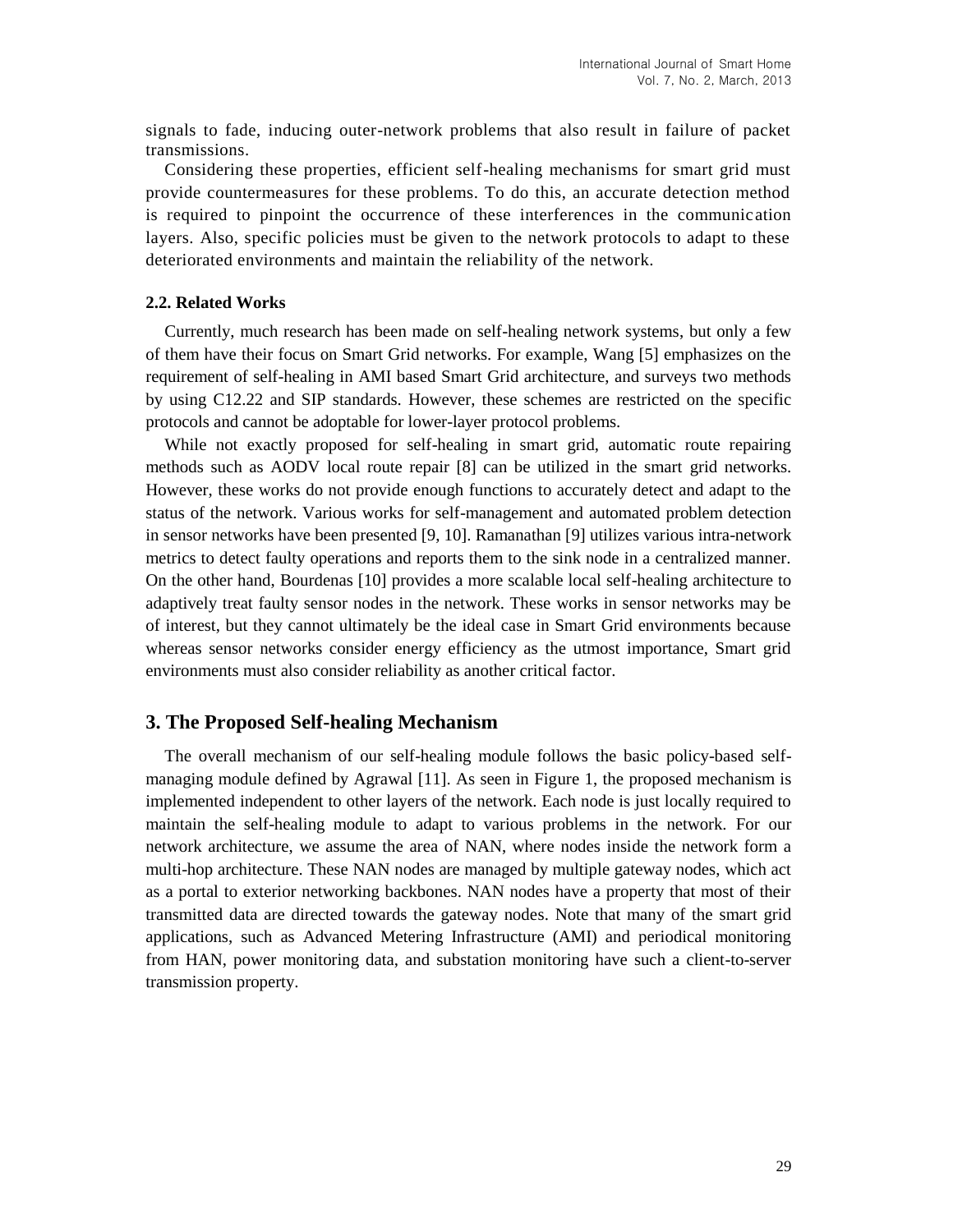signals to fade, inducing outer-network problems that also result in failure of packet transmissions.

Considering these properties, efficient self-healing mechanisms for smart grid must provide countermeasures for these problems. To do this, an accurate detection method is required to pinpoint the occurrence of these interferences in the communication layers. Also, specific policies must be given to the network protocols to adapt to these deteriorated environments and maintain the reliability of the network.

### 2.2. Related Works

Currently, much research has been made on self-healing network systems, but only a few of them have their focus on Smart Grid networks. For example, Wang [5] emphasizes on the requirement of self-healing in AMI based Smart Grid architecture, and surveys two methods by using C12.22 and SIP standards. However, these schemes are restricted on the specific protocols and cannot be adoptable for lower-layer protocol problems.

While not exactly proposed for self-healing in smart grid, automatic route repairing methods such as AODV local route repair [8] can be utilized in the smart grid networks. However, these works do not provide enough functions to accurately detect and adapt to the status of the network. Various works for self-management and automated problem detection in sensor networks have been presented [9, 10]. Ramanathan [9] utilizes various intra-network metrics to detect faulty operations and reports them to the sink node in a centralized manner. On the other hand, Bourdenas [10] provides a more scalable local self-healing architecture to adaptively treat faulty sensor nodes in the network. These works in sensor networks may be of interest, but they cannot ultimately be the ideal case in Smart Grid environments because whereas sensor networks consider energy efficiency as the utmost importance, Smart grid environments must also consider reliability as another critical factor.

## 3. The Proposed Self-healing Mechanism

The overall mechanism of our self-healing module follows the basic policy-based self-managing module defined by Agrawal [11]. As seen in Figure 1, the proposed mechanism is implemented independent to other layers of the network. Each node is just locally required to maintain the self-healing module to adapt to various problems in the network. For our network architecture, we assume the area of NAN, where nodes inside the network form a multi-hop architecture. These NAN nodes are managed by multiple gateway nodes, which act as a portal to exterior networking backbones. NAN nodes have a property that most of their transmitted data are directed towards the gateway nodes. Note that many of the smart grid applications, such as Advanced Metering Infrastructure (AMI) and periodical monitoring from HAN, power monitoring data, and substation monitoring have such a client-to-server transmission property.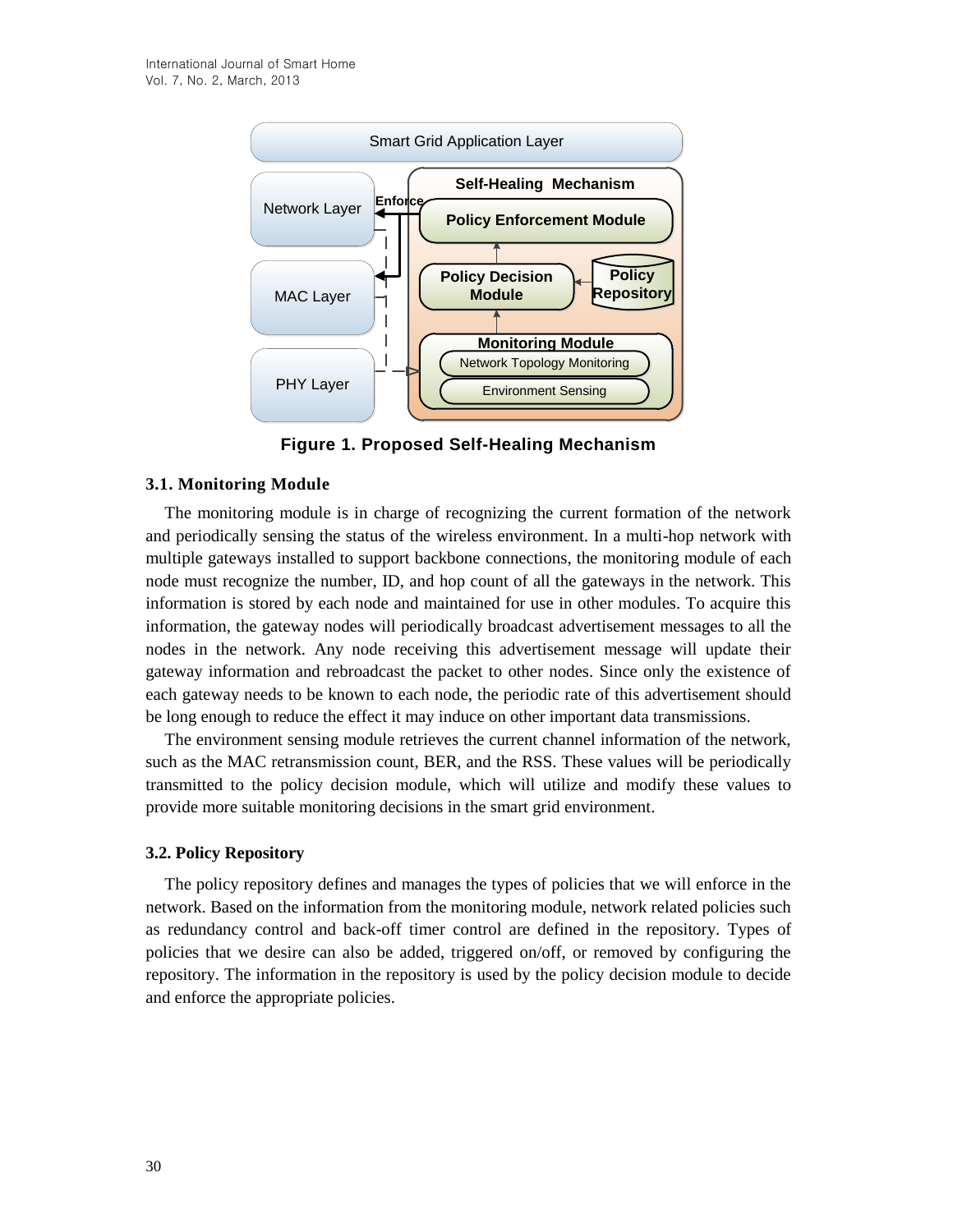Figure 1. Proposed Self-Healing Mechanism

### 3.1. Monitoring Module

The monitoring module is in charge of recognizing the current formation of the network and periodically sensing the status of the wireless environment. In a multi-hop network with multiple gateways installed to support backbone connections, the monitoring module of each node must recognize the number, ID, and hop count of all the gateways in the network. This information is stored by each node and maintained for use in other modules. To acquire this information, the gateway nodes will periodically broadcast advertisement messages to all the nodes in the network. Any node receiving this advertisement message will update their gateway information and rebroadcast the packet to other nodes. Since only the existence of each gateway needs to be known to each node, the periodic rate of this advertisement should be long enough to reduce the effect it may induce on other important data transmissions.

The environment sensing module retrieves the current channel information of the network, such as the MAC retransmission count, BER, and the RSS. These values will be periodically transmitted to the policy decision module, which will utilize and modify these values to provide more suitable monitoring decisions in the smart grid environment.

### 3.2. Policy Repository

The policy repository defines and manages the types of policies that we will enforce in the network. Based on the information from the monitoring module, network related policies such as redundancy control and back-off timer control are defined in the repository. Types of policies that we desire can also be added, triggered on/off, or removed by configuring the repository. The information in the repository is used by the policy decision module to decide and enforce the appropriate policies.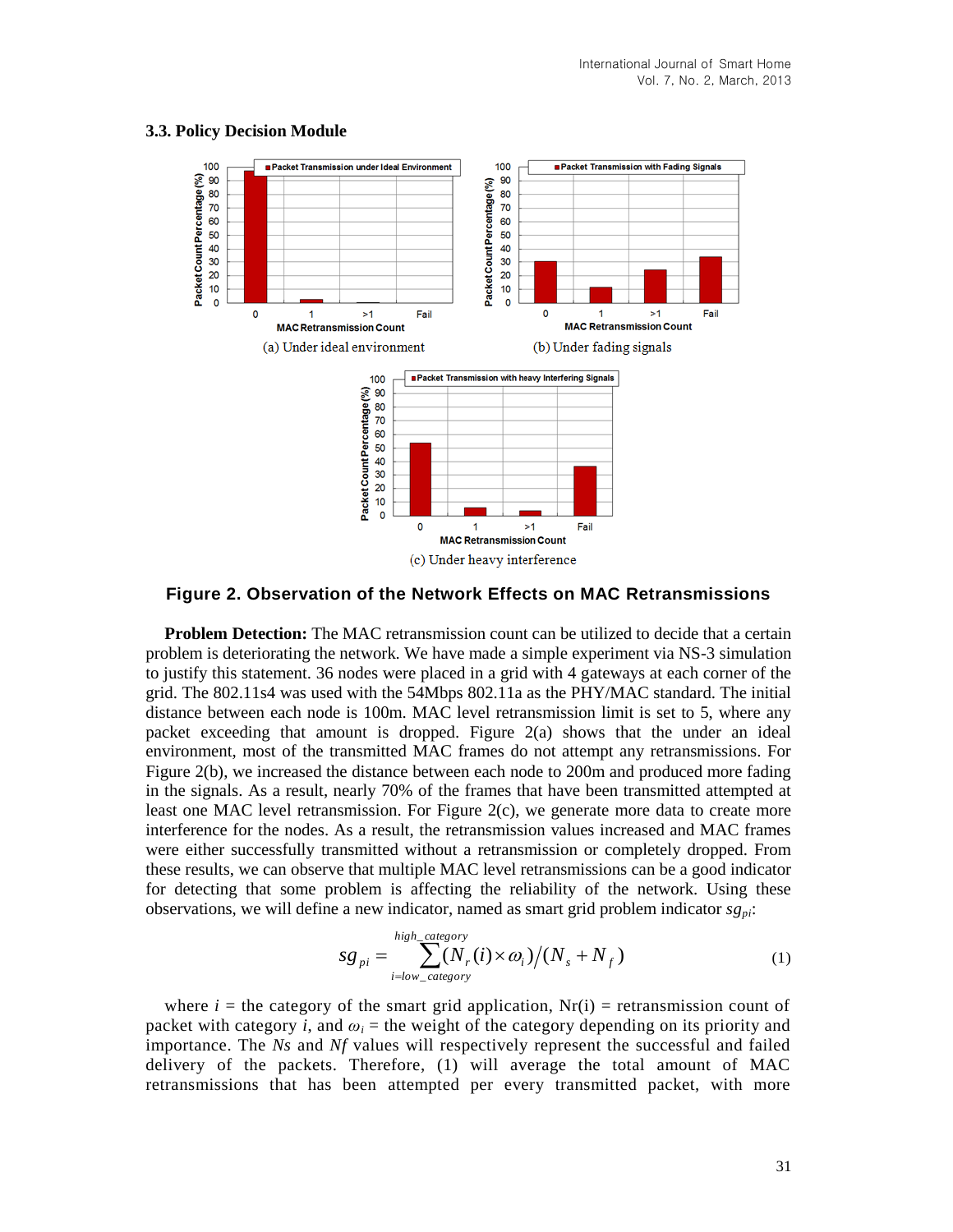### 3.3. Policy Decision Module

(a) Under ideal environment

(b) Under fading signals

(c) Under heavy interference

**Figure 2. Observation of the Network Effects on MAC Retransmissions**

**Problem Detection:** The MAC retransmission count can be utilized to decide that a certain problem is deteriorating the network. We have made a simple experiment via NS-3 simulation to justify this statement. 36 nodes were placed in a grid with 4 gateways at each corner of the grid. The 802.11s4 was used with the 54Mbps 802.11a as the PHY/MAC standard. The initial distance between each node is 100m. MAC level retransmission limit is set to 5, where any packet exceeding that amount is dropped. Figure 2(a) shows that the under an ideal environment, most of the transmitted MAC frames do not attempt any retransmissions. For Figure 2(b), we increased the distance between each node to 200m and produced more fading in the signals. As a result, nearly 70% of the frames that have been transmitted attempted at least one MAC level retransmission. For Figure 2(c), we generate more data to create more interference for the nodes. As a result, the retransmission values increased and MAC frames were either successfully transmitted without a retransmission or completely dropped. From these results, we can observe that multiple MAC level retransmissions can be a good indicator for detecting that some problem is affecting the reliability of the network. Using these observations, we will define a new indicator, named as smart grid problem indicator $sg_{pi}$:

$$sg_{pi} = \sum_{i=low\_category}^{high\_category} (N_r(i) \times \omega_i) / (N_s + N_f) \quad (1)$$

where $i$ = the category of the smart grid application, Nr(i) = retransmission count of packet with category $i$, and $\omega_i$ = the weight of the category depending on its priority and importance. The $Ns$ and $Nf$ values will respectively represent the successful and failed delivery of the packets. Therefore, (1) will average the total amount of MAC retransmissions that has been attempted per every transmitted packet, with more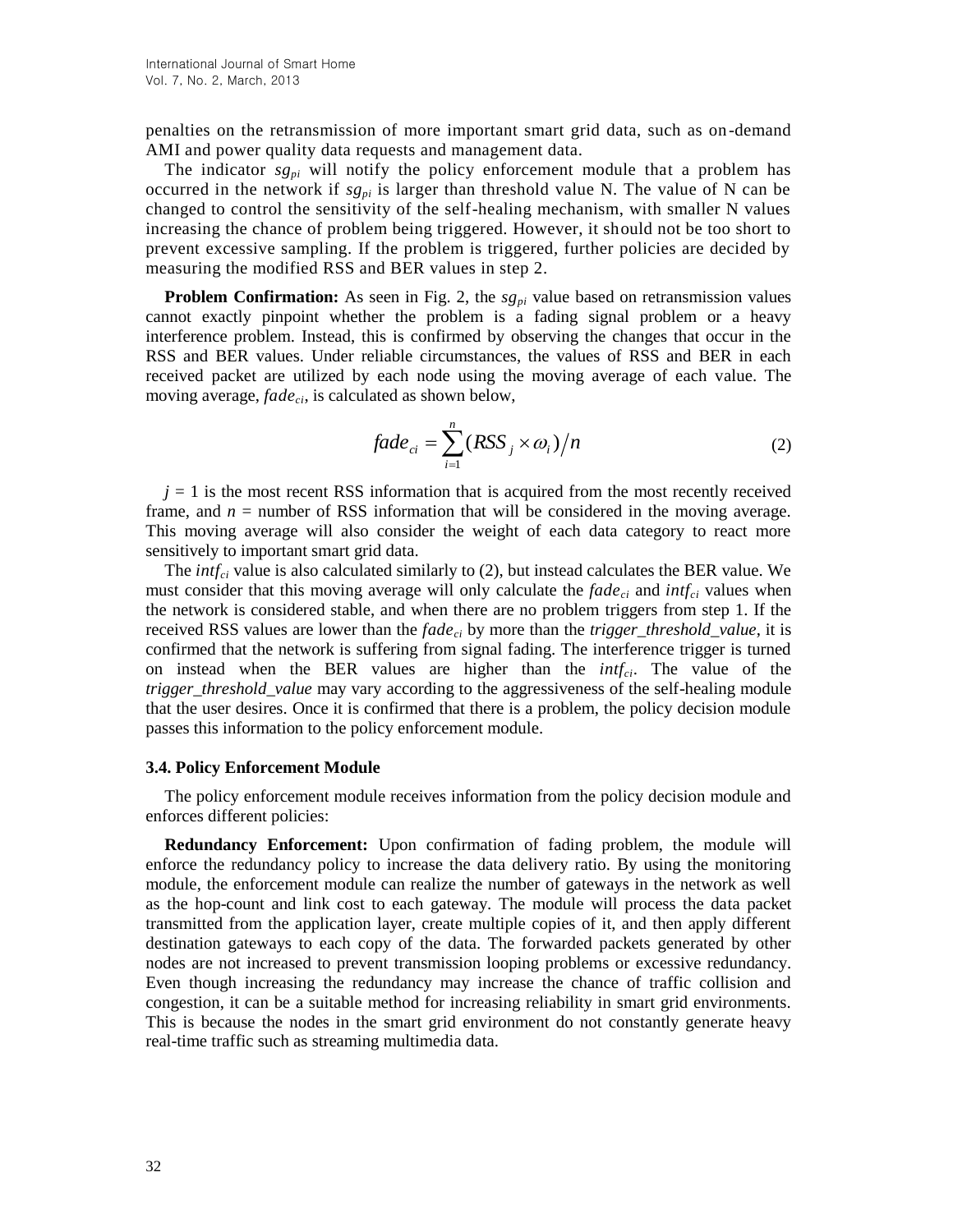penalties on the retransmission of more important smart grid data, such as on-demand AMI and power quality data requests and management data.

The indicator $sg_{pi}$ will notify the policy enforcement module that a problem has occurred in the network if $sg_{pi}$ is larger than threshold value N. The value of N can be changed to control the sensitivity of the self-healing mechanism, with smaller N values increasing the chance of problem being triggered. However, it should not be too short to prevent excessive sampling. If the problem is triggered, further policies are decided by measuring the modified RSS and BER values in step 2.

**Problem Confirmation:** As seen in Fig. 2, the $sg_{pi}$ value based on retransmission values cannot exactly pinpoint whether the problem is a fading signal problem or a heavy interference problem. Instead, this is confirmed by observing the changes that occur in the RSS and BER values. Under reliable circumstances, the values of RSS and BER in each received packet are utilized by each node using the moving average of each value. The moving average, $fade_{ci}$, is calculated as shown below,

$$fade_{ci} = \sum_{i=1}^{n} (RSS_j \times \omega_i) / n \tag{2}$$

$j = 1$ is the most recent RSS information that is acquired from the most recently received frame, and $n$ = number of RSS information that will be considered in the moving average. This moving average will also consider the weight of each data category to react more sensitively to important smart grid data.

The $intf_{ci}$ value is also calculated similarly to (2), but instead calculates the BER value. We must consider that this moving average will only calculate the $fade_{ci}$ and $intf_{ci}$ values when the network is considered stable, and when there are no problem triggers from step 1. If the received RSS values are lower than the $fade_{ci}$ by more than the *trigger_threshold_value*, it is confirmed that the network is suffering from signal fading. The interference trigger is turned on instead when the BER values are higher than the $intf_{ci}$. The value of the *trigger_threshold_value* may vary according to the aggressiveness of the self-healing module that the user desires. Once it is confirmed that there is a problem, the policy decision module passes this information to the policy enforcement module.

### 3.4. Policy Enforcement Module

The policy enforcement module receives information from the policy decision module and enforces different policies:

**Redundancy Enforcement:** Upon confirmation of fading problem, the module will enforce the redundancy policy to increase the data delivery ratio. By using the monitoring module, the enforcement module can realize the number of gateways in the network as well as the hop-count and link cost to each gateway. The module will process the data packet transmitted from the application layer, create multiple copies of it, and then apply different destination gateways to each copy of the data. The forwarded packets generated by other nodes are not increased to prevent transmission looping problems or excessive redundancy. Even though increasing the redundancy may increase the chance of traffic collision and congestion, it can be a suitable method for increasing reliability in smart grid environments. This is because the nodes in the smart grid environment do not constantly generate heavy real-time traffic such as streaming multimedia data.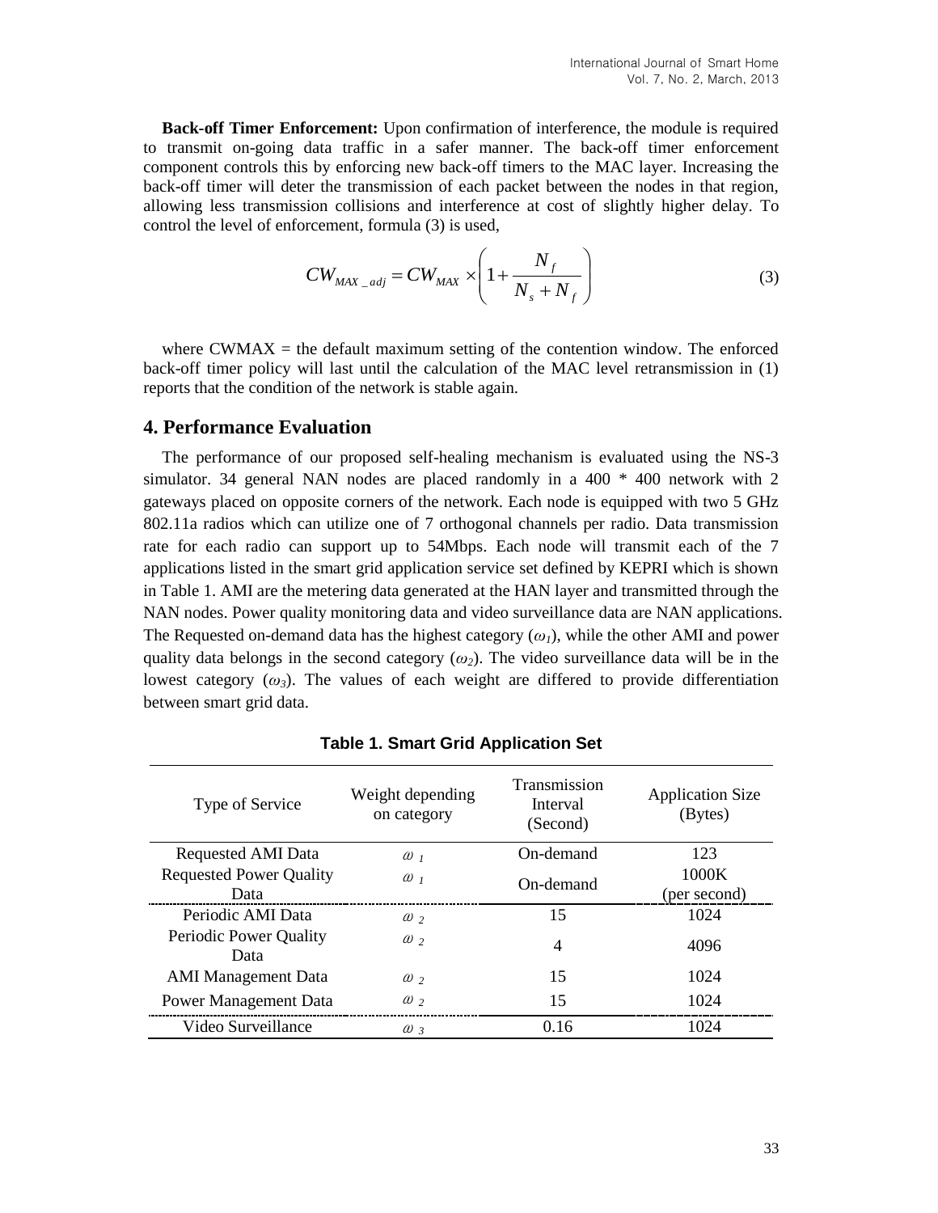**Back-off Timer Enforcement:** Upon confirmation of interference, the module is required to transmit on-going data traffic in a safer manner. The back-off timer enforcement component controls this by enforcing new back-off timers to the MAC layer. Increasing the back-off timer will deter the transmission of each packet between the nodes in that region, allowing less transmission collisions and interference at cost of slightly higher delay. To control the level of enforcement, formula (3) is used,

$$CW_{MAX\_adj} = CW_{MAX} \times \left(1 + \frac{N_f}{N_s + N_f}\right) \tag{3}$$

where CWMAX = the default maximum setting of the contention window. The enforced back-off timer policy will last until the calculation of the MAC level retransmission in (1) reports that the condition of the network is stable again.

## 4. Performance Evaluation

The performance of our proposed self-healing mechanism is evaluated using the NS-3 simulator. 34 general NAN nodes are placed randomly in a 400 * 400 network with 2 gateways placed on opposite corners of the network. Each node is equipped with two 5 GHz 802.11a radios which can utilize one of 7 orthogonal channels per radio. Data transmission rate for each radio can support up to 54Mbps. Each node will transmit each of the 7 applications listed in the smart grid application service set defined by KEPRI which is shown in Table 1. AMI are the metering data generated at the HAN layer and transmitted through the NAN nodes. Power quality monitoring data and video surveillance data are NAN applications. The Requested on-demand data has the highest category ($\omega_1$), while the other AMI and power quality data belongs in the second category ($\omega_2$). The video surveillance data will be in the lowest category ($\omega_3$). The values of each weight are differed to provide differentiation between smart grid data.

**Table 1. Smart Grid Application Set**

| Type of Service | Weight depending on category | Transmission Interval (Second) | Application Size (Bytes) |
|---|---|---|---|
| Requested AMI Data | $\omega_1$ | On-demand | 123 |
| Requested Power Quality Data | $\omega_1$ | On-demand | 1000K (per second) |
| Periodic AMI Data | $\omega_2$ | 15 | 1024 |
| Periodic Power Quality Data | $\omega_2$ | 4 | 4096 |
| AMI Management Data | $\omega_2$ | 15 | 1024 |
| Power Management Data | $\omega_2$ | 15 | 1024 |
| Video Surveillance | $\omega_3$ | 0.16 | 1024 |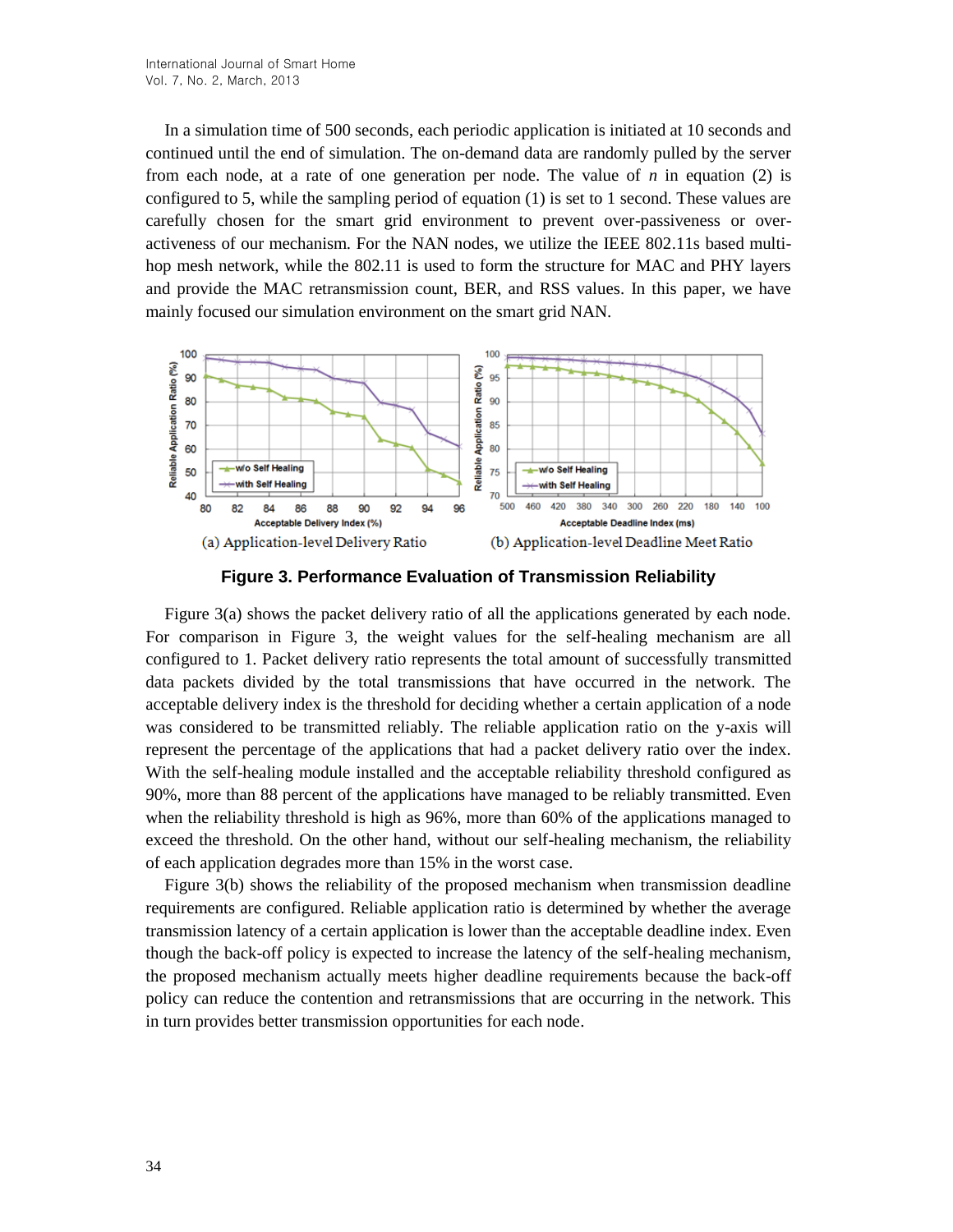In a simulation time of 500 seconds, each periodic application is initiated at 10 seconds and continued until the end of simulation. The on-demand data are randomly pulled by the server from each node, at a rate of one generation per node. The value of $n$ in equation (2) is configured to 5, while the sampling period of equation (1) is set to 1 second. These values are carefully chosen for the smart grid environment to prevent over-passiveness or over-activeness of our mechanism. For the NAN nodes, we utilize the IEEE 802.11s based multi-hop mesh network, while the 802.11 is used to form the structure for MAC and PHY layers and provide the MAC retransmission count, BER, and RSS values. In this paper, we have mainly focused our simulation environment on the smart grid NAN.

(a) Application-level Delivery Ratio

(b) Application-level Deadline Meet Ratio

**Figure 3. Performance Evaluation of Transmission Reliability**

Figure 3(a) shows the packet delivery ratio of all the applications generated by each node. For comparison in Figure 3, the weight values for the self-healing mechanism are all configured to 1. Packet delivery ratio represents the total amount of successfully transmitted data packets divided by the total transmissions that have occurred in the network. The acceptable delivery index is the threshold for deciding whether a certain application of a node was considered to be transmitted reliably. The reliable application ratio on the y-axis will represent the percentage of the applications that had a packet delivery ratio over the index. With the self-healing module installed and the acceptable reliability threshold configured as 90%, more than 88 percent of the applications have managed to be reliably transmitted. Even when the reliability threshold is high as 96%, more than 60% of the applications managed to exceed the threshold. On the other hand, without our self-healing mechanism, the reliability of each application degrades more than 15% in the worst case.

Figure 3(b) shows the reliability of the proposed mechanism when transmission deadline requirements are configured. Reliable application ratio is determined by whether the average transmission latency of a certain application is lower than the acceptable deadline index. Even though the back-off policy is expected to increase the latency of the self-healing mechanism, the proposed mechanism actually meets higher deadline requirements because the back-off policy can reduce the contention and retransmissions that are occurring in the network. This in turn provides better transmission opportunities for each node.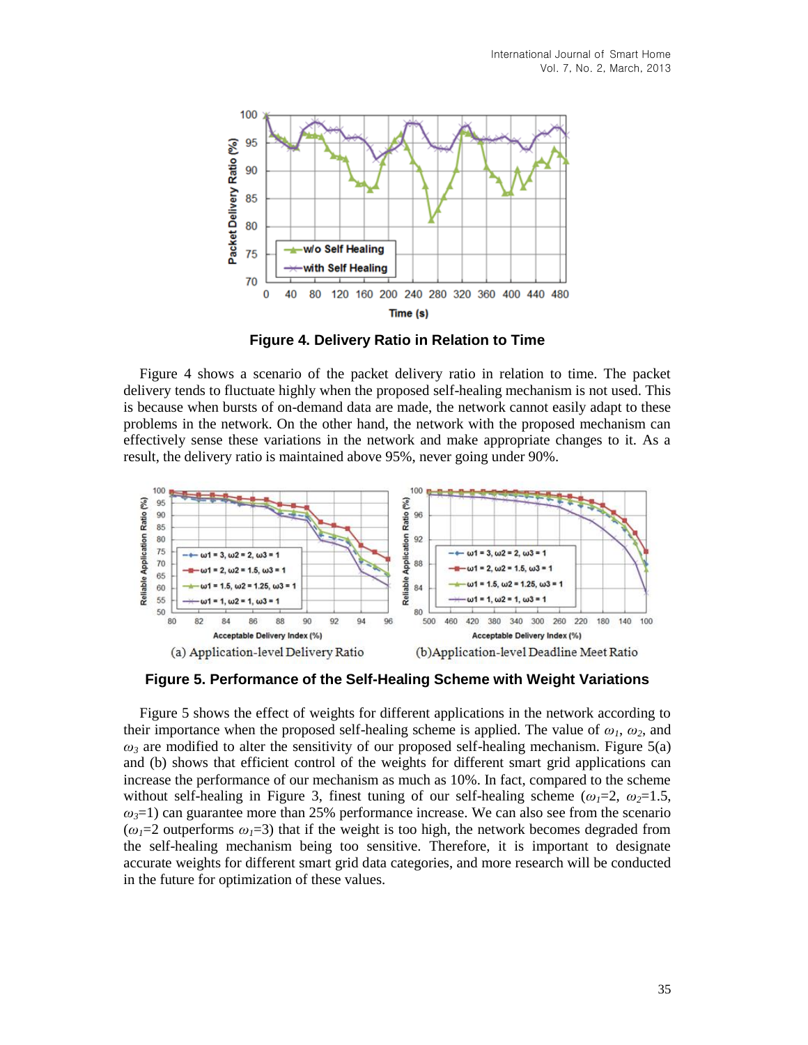**Figure 4. Delivery Ratio in Relation to Time**

Figure 4 shows a scenario of the packet delivery ratio in relation to time. The packet delivery tends to fluctuate highly when the proposed self-healing mechanism is not used. This is because when bursts of on-demand data are made, the network cannot easily adapt to these problems in the network. On the other hand, the network with the proposed mechanism can effectively sense these variations in the network and make appropriate changes to it. As a result, the delivery ratio is maintained above 95%, never going under 90%.

(a) Application-level Delivery Ratio (b)Application-level Deadline Meet Ratio

**Figure 5. Performance of the Self-Healing Scheme with Weight Variations**

Figure 5 shows the effect of weights for different applications in the network according to their importance when the proposed self-healing scheme is applied. The value of $\omega_1$, $\omega_2$, and $\omega_3$ are modified to alter the sensitivity of our proposed self-healing mechanism. Figure 5(a) and (b) shows that efficient control of the weights for different smart grid applications can increase the performance of our mechanism as much as 10%. In fact, compared to the scheme without self-healing in Figure 3, finest tuning of our self-healing scheme ($\omega_1$=2, $\omega_2$=1.5, $\omega_3$=1) can guarantee more than 25% performance increase. We can also see from the scenario ($\omega_1$=2 outperforms $\omega_1$=3) that if the weight is too high, the network becomes degraded from the self-healing mechanism being too sensitive. Therefore, it is important to designate accurate weights for different smart grid data categories, and more research will be conducted in the future for optimization of these values.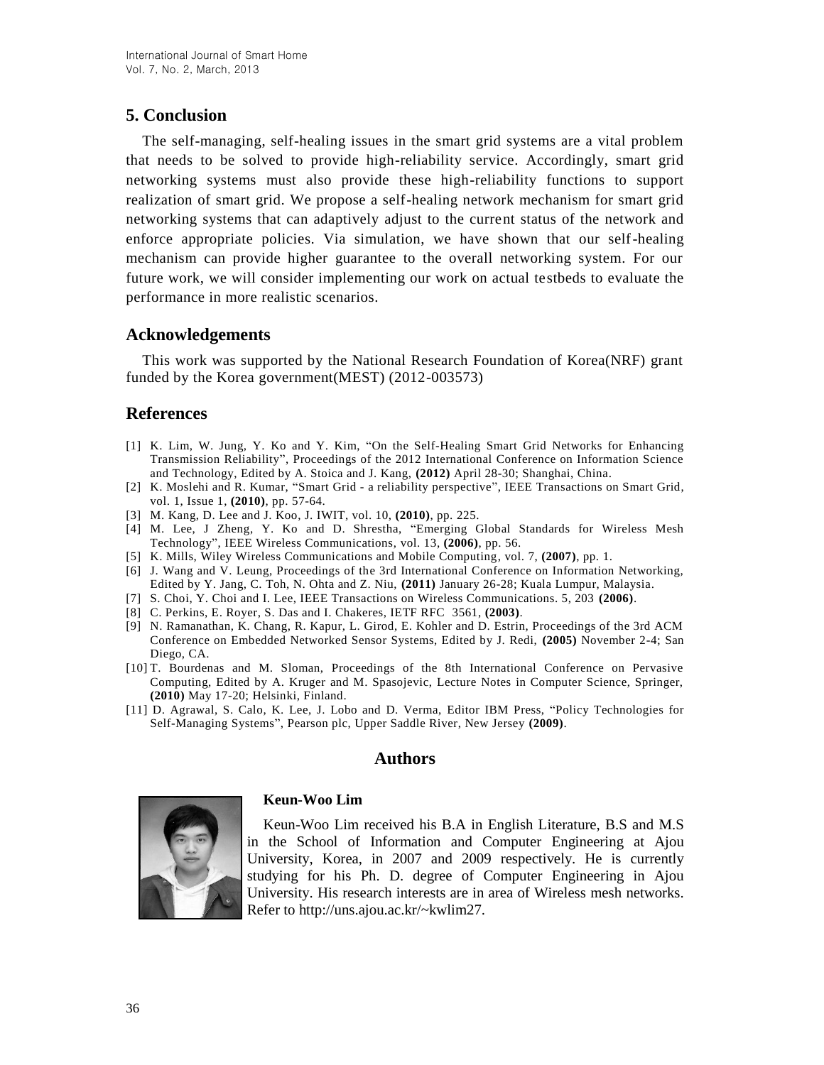## 5. Conclusion

The self-managing, self-healing issues in the smart grid systems are a vital problem that needs to be solved to provide high-reliability service. Accordingly, smart grid networking systems must also provide these high-reliability functions to support realization of smart grid. We propose a self-healing network mechanism for smart grid networking systems that can adaptively adjust to the current status of the network and enforce appropriate policies. Via simulation, we have shown that our self-healing mechanism can provide higher guarantee to the overall networking system. For our future work, we will consider implementing our work on actual testbeds to evaluate the performance in more realistic scenarios.

## Acknowledgements

This work was supported by the National Research Foundation of Korea(NRF) grant funded by the Korea government(MEST) (2012-003573)

## References

[1] K. Lim, W. Jung, Y. Ko and Y. Kim, "On the Self-Healing Smart Grid Networks for Enhancing Transmission Reliability", Proceedings of the 2012 International Conference on Information Science and Technology, Edited by A. Stoica and J. Kang, **(2012)** April 28-30; Shanghai, China.

[2] K. Moslehi and R. Kumar, "Smart Grid - a reliability perspective", IEEE Transactions on Smart Grid, vol. 1, Issue 1, **(2010)**, pp. 57-64.

[3] M. Kang, D. Lee and J. Koo, J. IWIT, vol. 10, **(2010)**, pp. 225.

[4] M. Lee, J Zheng, Y. Ko and D. Shrestha, "Emerging Global Standards for Wireless Mesh Technology", IEEE Wireless Communications, vol. 13, **(2006)**, pp. 56.

[5] K. Mills, Wiley Wireless Communications and Mobile Computing, vol. 7, **(2007)**, pp. 1.

[6] J. Wang and V. Leung, Proceedings of the 3rd International Conference on Information Networking, Edited by Y. Jang, C. Toh, N. Ohta and Z. Niu, **(2011)** January 26-28; Kuala Lumpur, Malaysia.

[7] S. Choi, Y. Choi and I. Lee, IEEE Transactions on Wireless Communications. 5, 203 **(2006)**.

[8] C. Perkins, E. Royer, S. Das and I. Chakeres, IETF RFC 3561, **(2003)**.

[9] N. Ramanathan, K. Chang, R. Kapur, L. Girod, E. Kohler and D. Estrin, Proceedings of the 3rd ACM Conference on Embedded Networked Sensor Systems, Edited by J. Redi, **(2005)** November 2-4; San Diego, CA.

[10] T. Bourdenas and M. Sloman, Proceedings of the 8th International Conference on Pervasive Computing, Edited by A. Kruger and M. Spasojevic, Lecture Notes in Computer Science, Springer, **(2010)** May 17-20; Helsinki, Finland.

[11] D. Agrawal, S. Calo, K. Lee, J. Lobo and D. Verma, Editor IBM Press, "Policy Technologies for Self-Managing Systems", Pearson plc, Upper Saddle River, New Jersey **(2009)**.

## Authors

**Keun-Woo Lim**

Keun-Woo Lim received his B.A in English Literature, B.S and M.S in the School of Information and Computer Engineering at Ajou University, Korea, in 2007 and 2009 respectively. He is currently studying for his Ph. D. degree of Computer Engineering in Ajou University. His research interests are in area of Wireless mesh networks. Refer to http://uns.ajou.ac.kr/~kwlim27.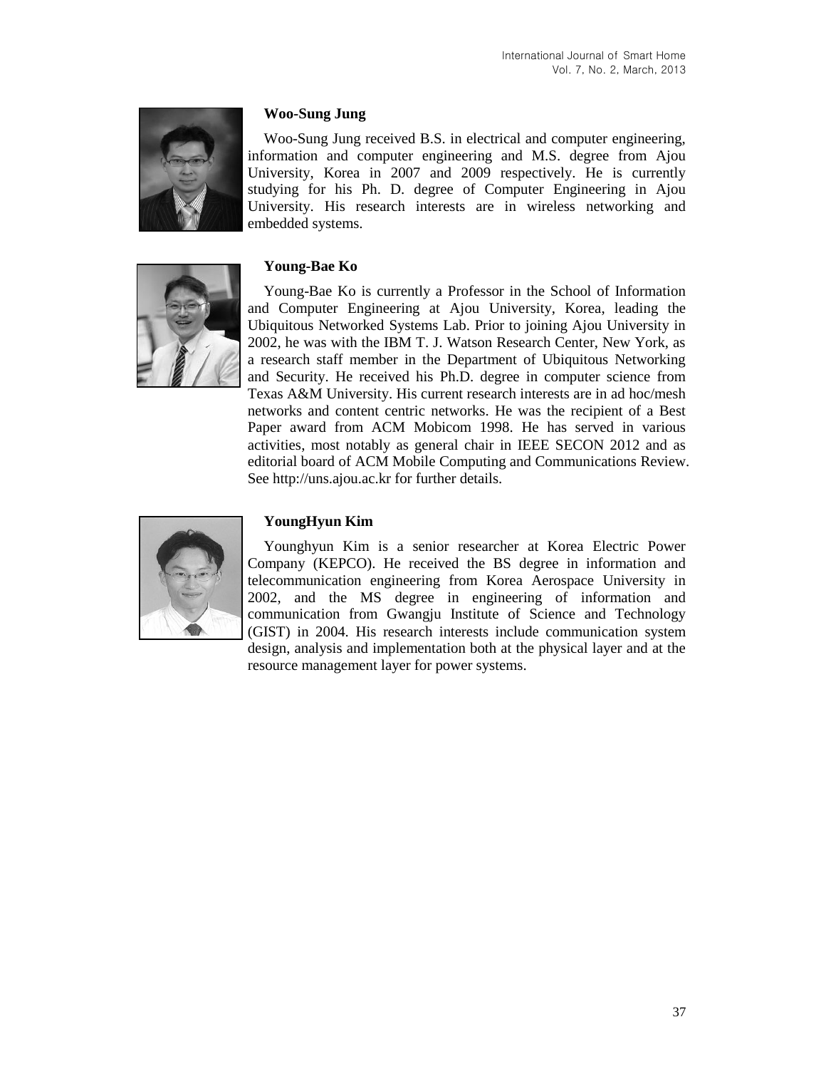**Woo-Sung Jung**

Woo-Sung Jung received B.S. in electrical and computer engineering, information and computer engineering and M.S. degree from Ajou University, Korea in 2007 and 2009 respectively. He is currently studying for his Ph. D. degree of Computer Engineering in Ajou University. His research interests are in wireless networking and embedded systems.

**Young-Bae Ko**

Young-Bae Ko is currently a Professor in the School of Information and Computer Engineering at Ajou University, Korea, leading the Ubiquitous Networked Systems Lab. Prior to joining Ajou University in 2002, he was with the IBM T. J. Watson Research Center, New York, as a research staff member in the Department of Ubiquitous Networking and Security. He received his Ph.D. degree in computer science from Texas A&M University. His current research interests are in ad hoc/mesh networks and content centric networks. He was the recipient of a Best Paper award from ACM Mobicom 1998. He has served in various activities, most notably as general chair in IEEE SECON 2012 and as editorial board of ACM Mobile Computing and Communications Review. See http://uns.ajou.ac.kr for further details.

**YoungHyun Kim**

Younghyun Kim is a senior researcher at Korea Electric Power Company (KEPCO). He received the BS degree in information and telecommunication engineering from Korea Aerospace University in 2002, and the MS degree in engineering of information and communication from Gwangju Institute of Science and Technology (GIST) in 2004. His research interests include communication system design, analysis and implementation both at the physical layer and at the resource management layer for power systems.